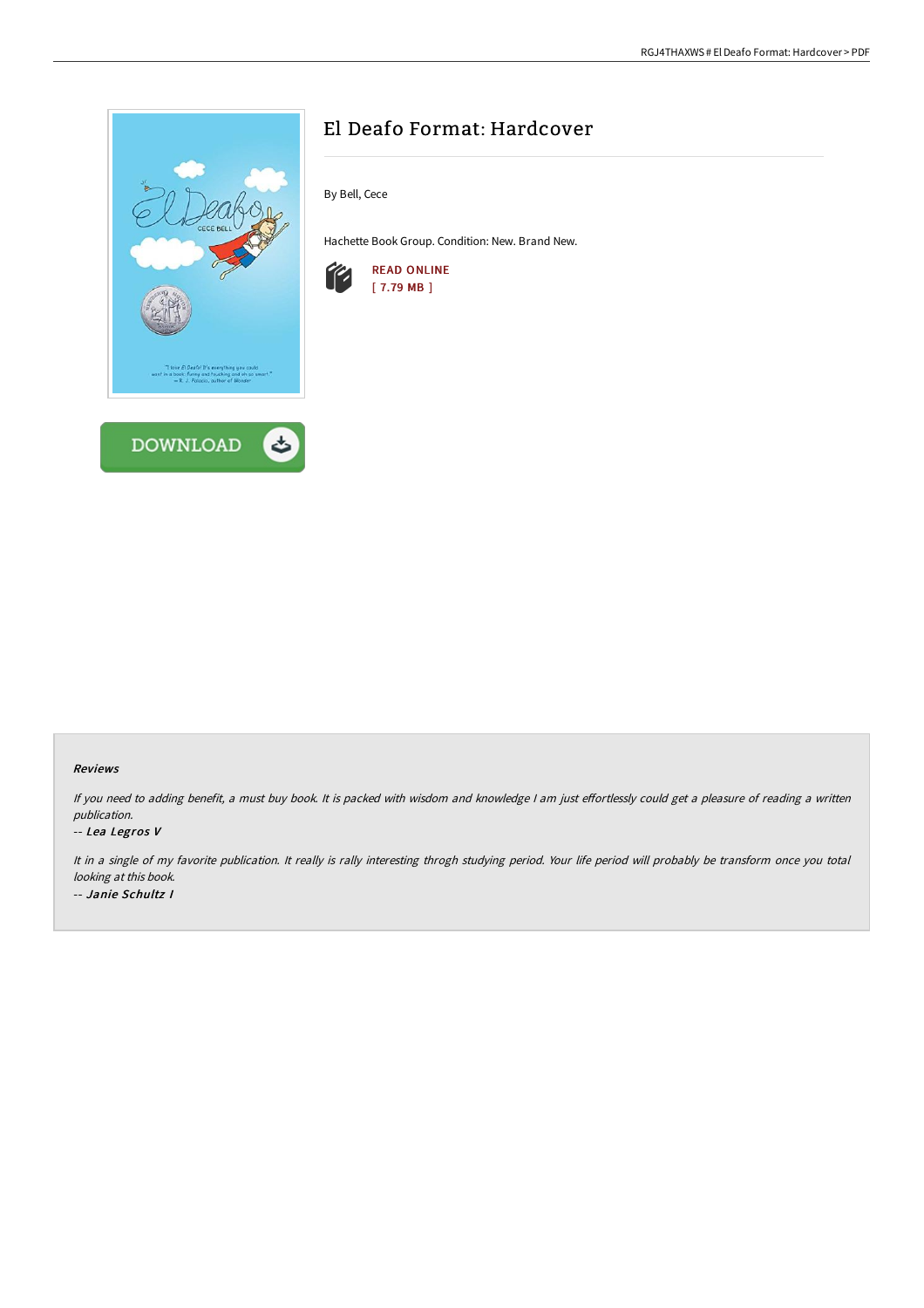# El Deafo Format: Hardcover

By Bell, Cece

Hachette Book Group. Condition: New. Brand New.

READ ONLINE
[ 7.79 MB ]

DOWNLOAD

### Reviews

*If you need to adding benefit, a must buy book. It is packed with wisdom and knowledge I am just effortlessly could get a pleasure of reading a written publication.*

*-- Lea Legros V*

*It in a single of my favorite publication. It really is rally interesting throgh studying period. Your life period will probably be transform once you total looking at this book.*

*-- Janie Schultz I*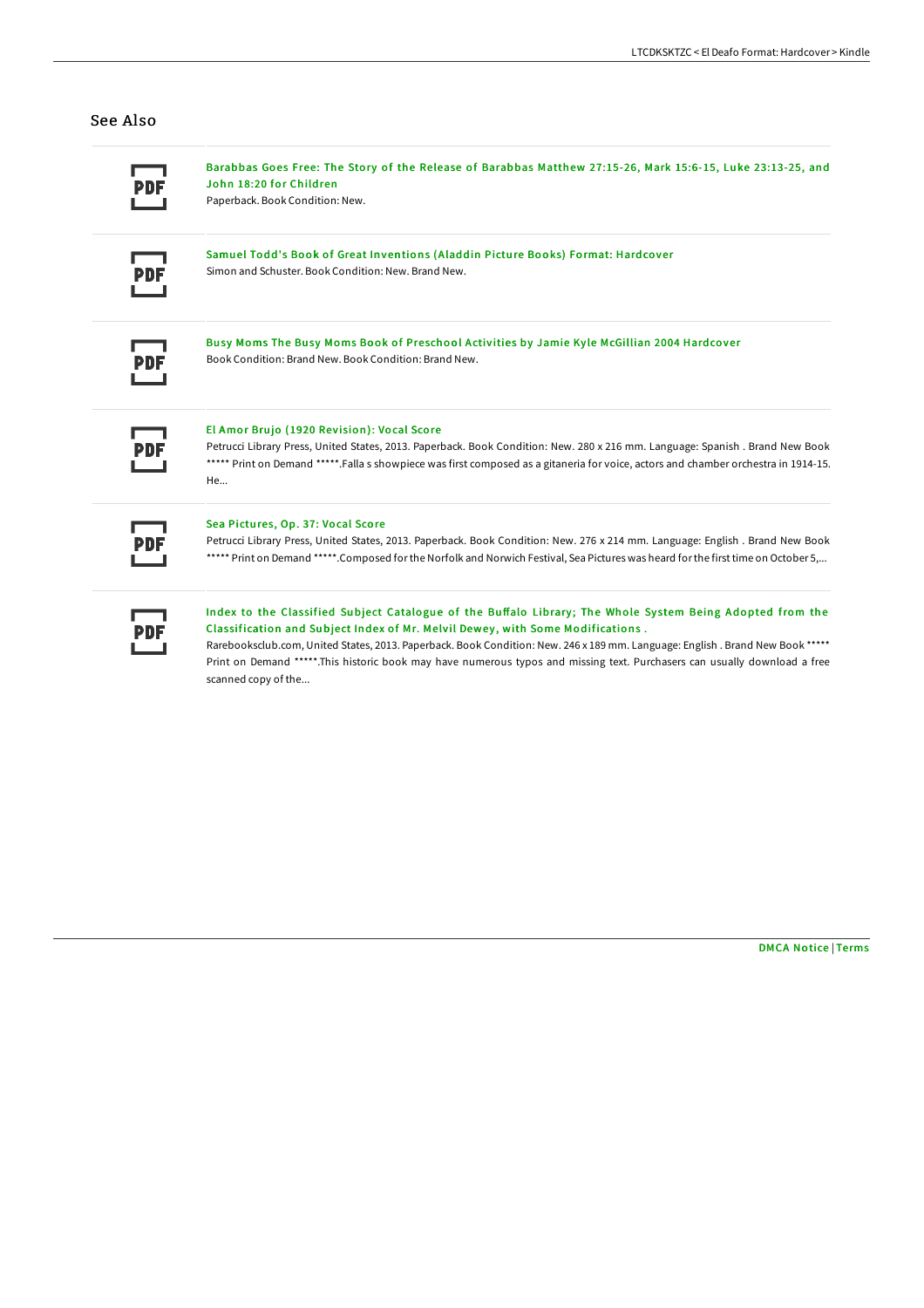## See Also

**Barabbas Goes Free: The Story of the Release of Barabbas Matthew 27:15-26, Mark 15:6-15, Luke 23:13-25, and John 18:20 for Children**

Paperback. Book Condition: New.

**Samuel Todd's Book of Great Inventions (Aladdin Picture Books) Format: Hardcover**

Simon and Schuster. Book Condition: New. Brand New.

**Busy Moms The Busy Moms Book of Preschool Activities by Jamie Kyle McGillian 2004 Hardcover**

Book Condition: Brand New. Book Condition: Brand New.

**El Amor Brujo (1920 Revision): Vocal Score**

Petrucci Library Press, United States, 2013. Paperback. Book Condition: New. 280 x 216 mm. Language: Spanish . Brand New Book ***** Print on Demand *****.Falla s showpiece was first composed as a gitaneria for voice, actors and chamber orchestra in 1914-15. He...

**Sea Pictures, Op. 37: Vocal Score**

Petrucci Library Press, United States, 2013. Paperback. Book Condition: New. 276 x 214 mm. Language: English . Brand New Book ***** Print on Demand *****.Composed for the Norfolk and Norwich Festival, Sea Pictures was heard for the first time on October 5,...

**Index to the Classified Subject Catalogue of the Buffalo Library; The Whole System Being Adopted from the Classification and Subject Index of Mr. Melvil Dewey, with Some Modifications .**

Rarebooksclub.com, United States, 2013. Paperback. Book Condition: New. 246 x 189 mm. Language: English . Brand New Book ***** Print on Demand *****.This historic book may have numerous typos and missing text. Purchasers can usually download a free scanned copy of the...

DMCA Notice | Terms